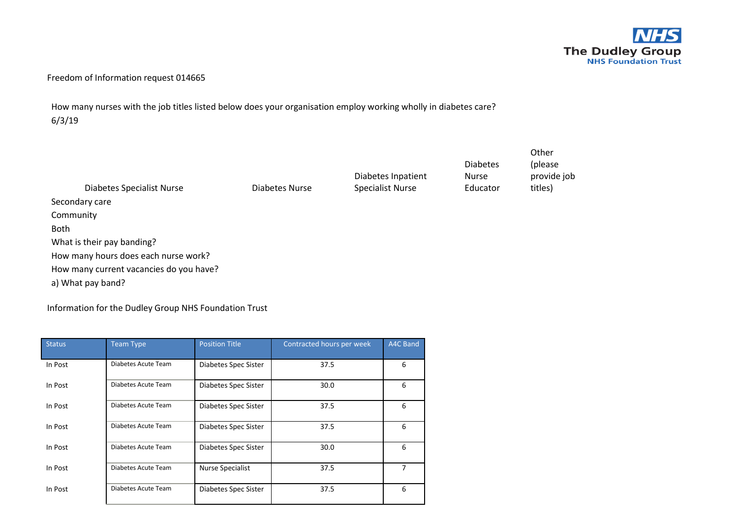Freedom of Information request 014665

How many nurses with the job titles listed below does your organisation employ working wholly in diabetes care?
6/3/19

| | Diabetes Specialist Nurse | Diabetes Nurse | Diabetes Inpatient Specialist Nurse | Diabetes Nurse Educator | Other (please provide job titles) |
|---|---|---|---|---|---|
| Secondary care | | | | | |
| Community | | | | | |
| Both | | | | | |
| What is their pay banding? | | | | | |
| How many hours does each nurse work? | | | | | |
| How many current vacancies do you have? | | | | | |
| a) What pay band? | | | | | |

Information for the Dudley Group NHS Foundation Trust

| Status | Team Type | Position Title | Contracted hours per week | A4C Band |
|---|---|---|---|---|
| In Post | Diabetes Acute Team | Diabetes Spec Sister | 37.5 | 6 |
| In Post | Diabetes Acute Team | Diabetes Spec Sister | 30.0 | 6 |
| In Post | Diabetes Acute Team | Diabetes Spec Sister | 37.5 | 6 |
| In Post | Diabetes Acute Team | Diabetes Spec Sister | 37.5 | 6 |
| In Post | Diabetes Acute Team | Diabetes Spec Sister | 30.0 | 6 |
| In Post | Diabetes Acute Team | Nurse Specialist | 37.5 | 7 |
| In Post | Diabetes Acute Team | Diabetes Spec Sister | 37.5 | 6 |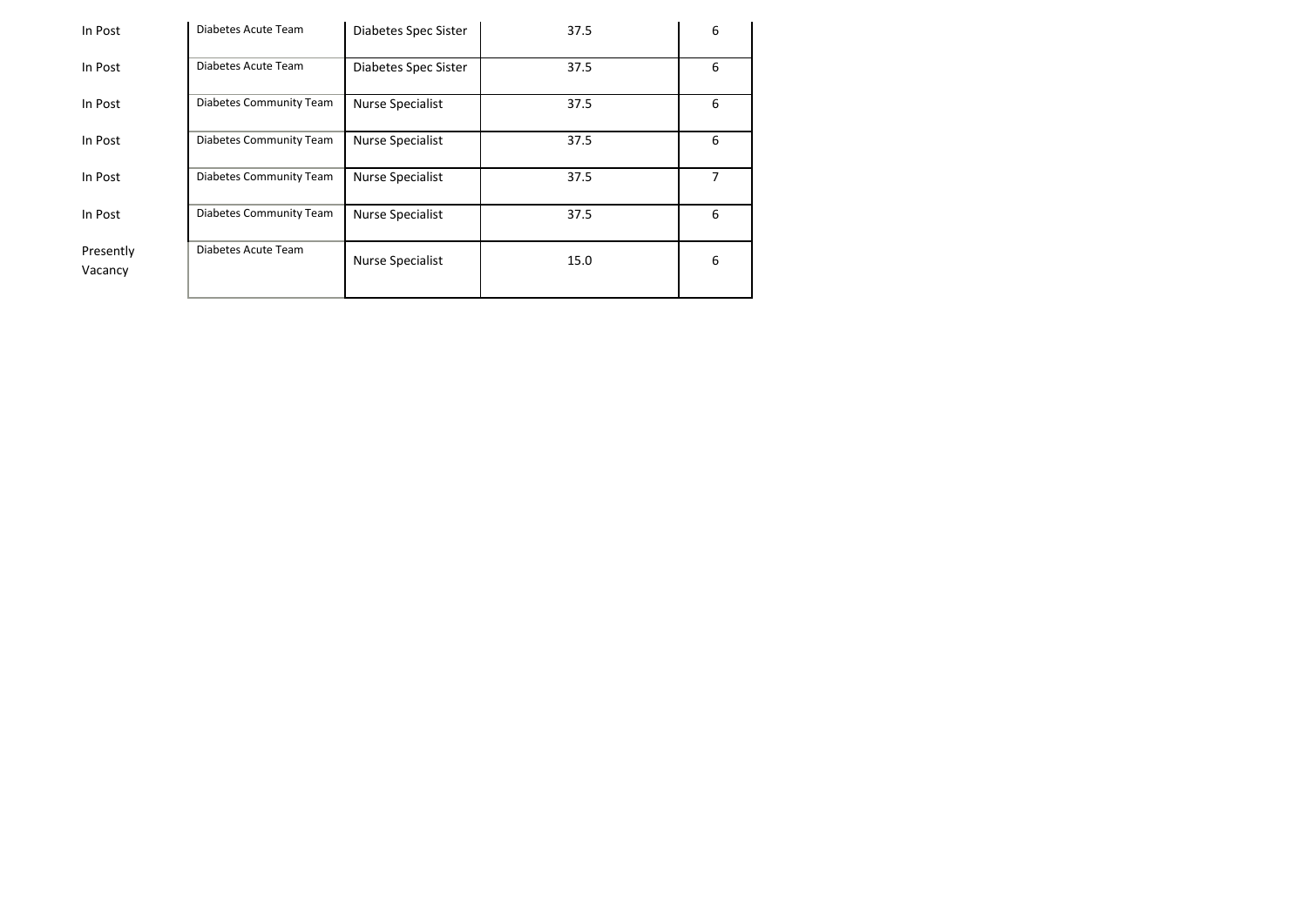| | | | | |
|---|---|---|---|---|
| In Post | Diabetes Acute Team | Diabetes Spec Sister | 37.5 | 6 |
| In Post | Diabetes Acute Team | Diabetes Spec Sister | 37.5 | 6 |
| In Post | Diabetes Community Team | Nurse Specialist | 37.5 | 6 |
| In Post | Diabetes Community Team | Nurse Specialist | 37.5 | 6 |
| In Post | Diabetes Community Team | Nurse Specialist | 37.5 | 7 |
| In Post | Diabetes Community Team | Nurse Specialist | 37.5 | 6 |
| Presently Vacancy | Diabetes Acute Team | Nurse Specialist | 15.0 | 6 |